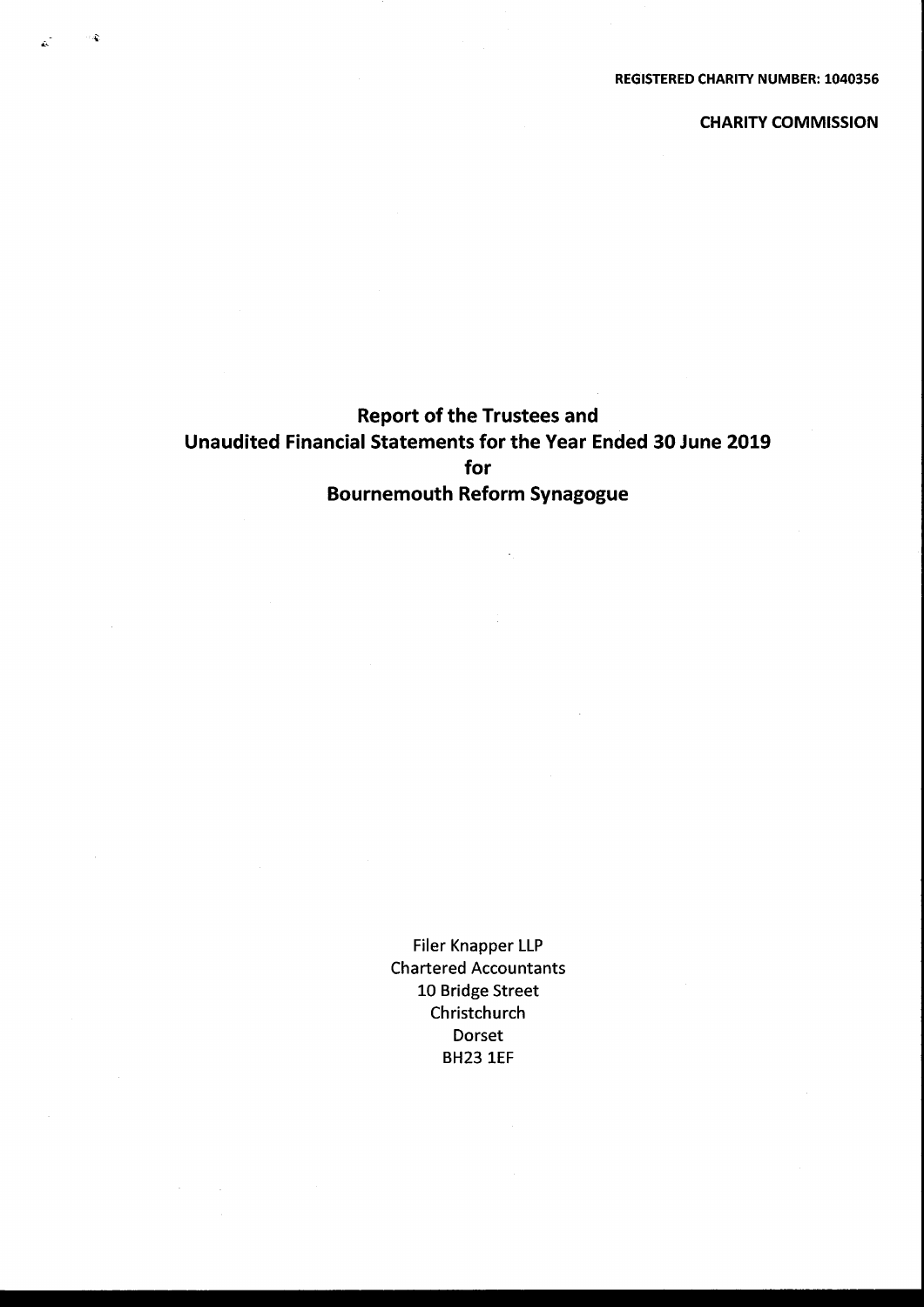**REGISTERED CHARITY NUMBER: 1040356**

**CHARITY COMMISSION**

# Report of the Trustees and Unaudited Financial Statements for the Year Ended 30 June 2019 for Bournemouth Reform Synagogue

Filer Knapper LLP
Chartered Accountants
10 Bridge Street
Christchurch
Dorset
BH23 1EF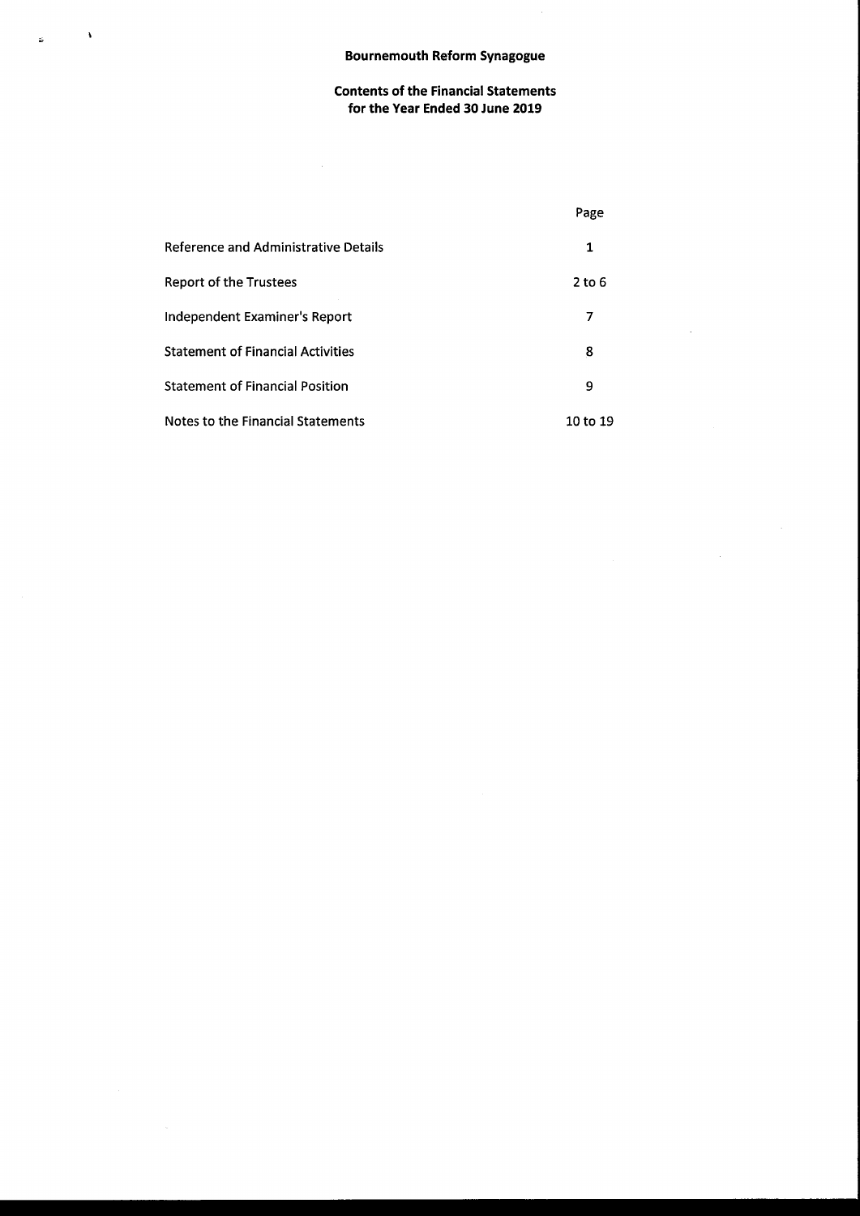# Bournemouth Reform Synagogue

## Contents of the Financial Statements for the Year Ended 30 June 2019

| | Page |
|---|---|
| Reference and Administrative Details | 1 |
| Report of the Trustees | 2 to 6 |
| Independent Examiner's Report | 7 |
| Statement of Financial Activities | 8 |
| Statement of Financial Position | 9 |
| Notes to the Financial Statements | 10 to 19 |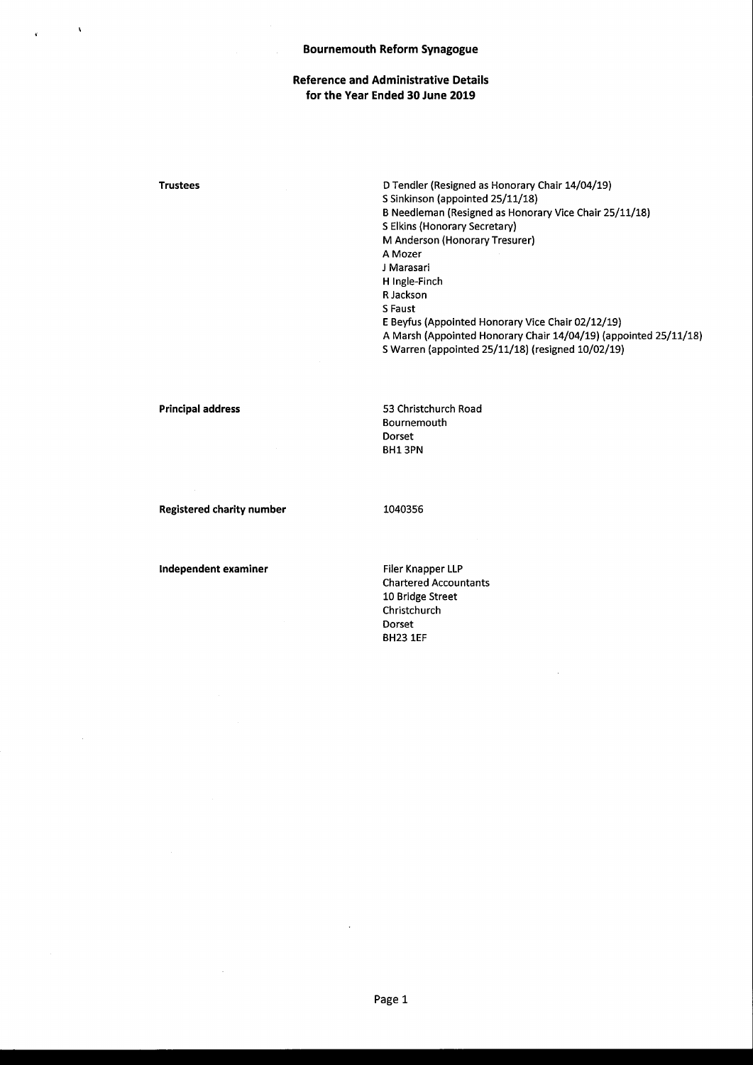# Bournemouth Reform Synagogue

## Reference and Administrative Details for the Year Ended 30 June 2019

| | |
|---|---|
| **Trustees** | D Tendler (Resigned as Honorary Chair 14/04/19)<br>S Sinkinson (appointed 25/11/18)<br>B Needleman (Resigned as Honorary Vice Chair 25/11/18)<br>S Elkins (Honorary Secretary)<br>M Anderson (Honorary Tresurer)<br>A Mozer<br>J Marasari<br>H Ingle-Finch<br>R Jackson<br>S Faust<br>E Beyfus (Appointed Honorary Vice Chair 02/12/19)<br>A Marsh (Appointed Honorary Chair 14/04/19) (appointed 25/11/18)<br>S Warren (appointed 25/11/18) (resigned 10/02/19) |
| **Principal address** | 53 Christchurch Road<br>Bournemouth<br>Dorset<br>BH1 3PN |
| **Registered charity number** | 1040356 |
| **Independent examiner** | Filer Knapper LLP<br>Chartered Accountants<br>10 Bridge Street<br>Christchurch<br>Dorset<br>BH23 1EF |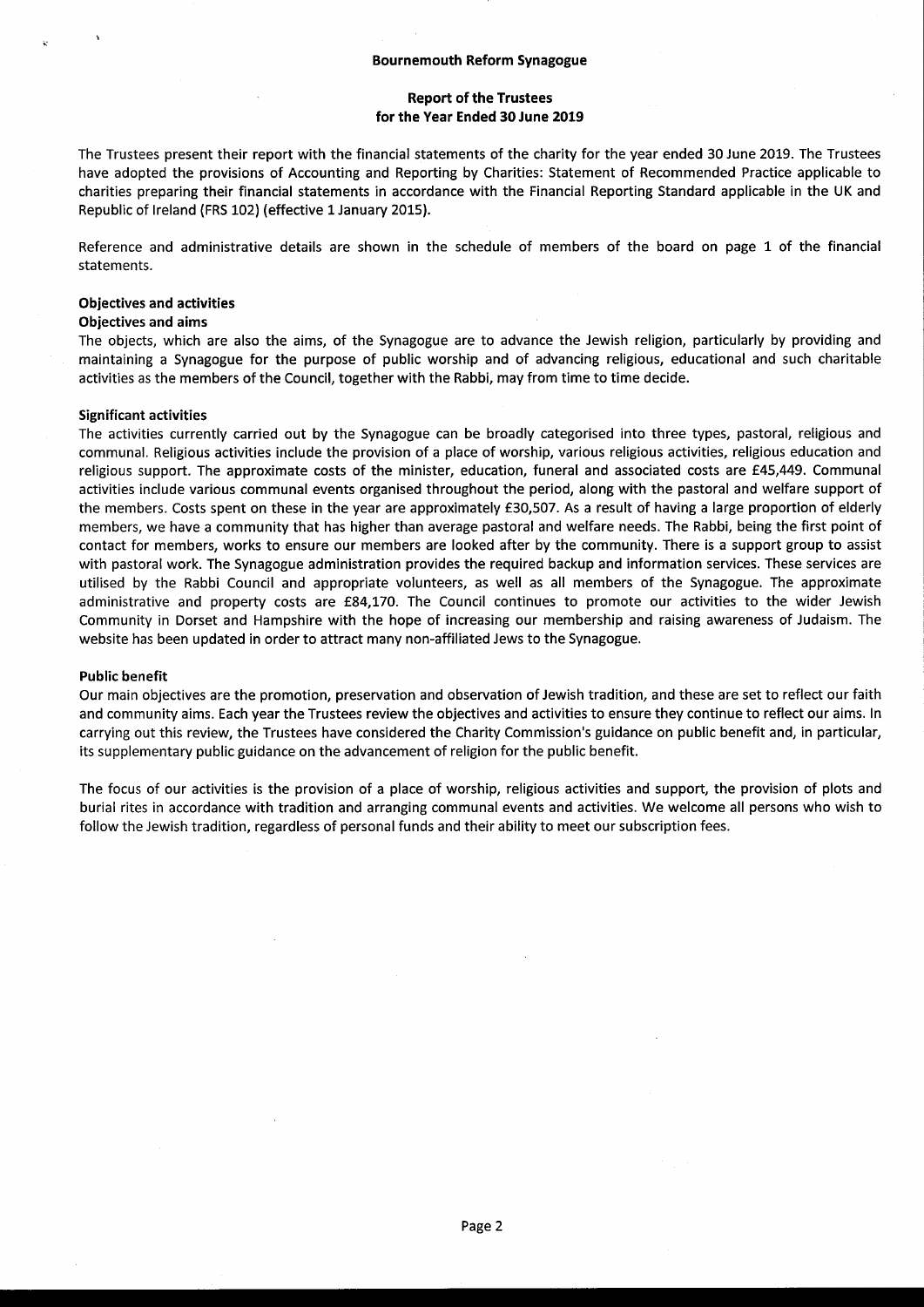# Bournemouth Reform Synagogue

## Report of the Trustees for the Year Ended 30 June 2019

The Trustees present their report with the financial statements of the charity for the year ended 30 June 2019. The Trustees have adopted the provisions of Accounting and Reporting by Charities: Statement of Recommended Practice applicable to charities preparing their financial statements in accordance with the Financial Reporting Standard applicable in the UK and Republic of Ireland (FRS 102) (effective 1 January 2015).

Reference and administrative details are shown in the schedule of members of the board on page 1 of the financial statements.

### Objectives and activities

**Objectives and aims**

The objects, which are also the aims, of the Synagogue are to advance the Jewish religion, particularly by providing and maintaining a Synagogue for the purpose of public worship and of advancing religious, educational and such charitable activities as the members of the Council, together with the Rabbi, may from time to time decide.

**Significant activities**

The activities currently carried out by the Synagogue can be broadly categorised into three types, pastoral, religious and communal. Religious activities include the provision of a place of worship, various religious activities, religious education and religious support. The approximate costs of the minister, education, funeral and associated costs are £45,449. Communal activities include various communal events organised throughout the period, along with the pastoral and welfare support of the members. Costs spent on these in the year are approximately £30,507. As a result of having a large proportion of elderly members, we have a community that has higher than average pastoral and welfare needs. The Rabbi, being the first point of contact for members, works to ensure our members are looked after by the community. There is a support group to assist with pastoral work. The Synagogue administration provides the required backup and information services. These services are utilised by the Rabbi Council and appropriate volunteers, as well as all members of the Synagogue. The approximate administrative and property costs are £84,170. The Council continues to promote our activities to the wider Jewish Community in Dorset and Hampshire with the hope of increasing our membership and raising awareness of Judaism. The website has been updated in order to attract many non-affiliated Jews to the Synagogue.

**Public benefit**

Our main objectives are the promotion, preservation and observation of Jewish tradition, and these are set to reflect our faith and community aims. Each year the Trustees review the objectives and activities to ensure they continue to reflect our aims. In carrying out this review, the Trustees have considered the Charity Commission's guidance on public benefit and, in particular, its supplementary public guidance on the advancement of religion for the public benefit.

The focus of our activities is the provision of a place of worship, religious activities and support, the provision of plots and burial rites in accordance with tradition and arranging communal events and activities. We welcome all persons who wish to follow the Jewish tradition, regardless of personal funds and their ability to meet our subscription fees.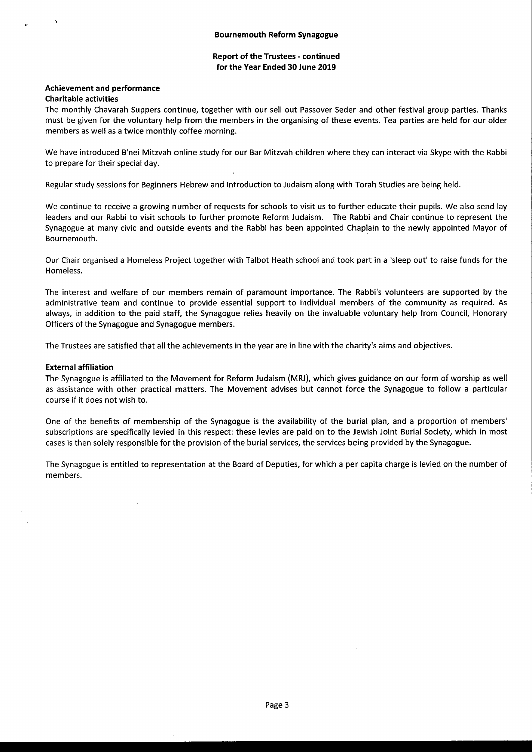**Bournemouth Reform Synagogue**

**Report of the Trustees - continued for the Year Ended 30 June 2019**

## Achievement and performance

### Charitable activities

The monthly Chavarah Suppers continue, together with our sell out Passover Seder and other festival group parties. Thanks must be given for the voluntary help from the members in the organising of these events. Tea parties are held for our older members as well as a twice monthly coffee morning.

We have introduced B'nei Mitzvah online study for our Bar Mitzvah children where they can interact via Skype with the Rabbi to prepare for their special day.

Regular study sessions for Beginners Hebrew and Introduction to Judaism along with Torah Studies are being held.

We continue to receive a growing number of requests for schools to visit us to further educate their pupils. We also send lay leaders and our Rabbi to visit schools to further promote Reform Judaism. The Rabbi and Chair continue to represent the Synagogue at many civic and outside events and the Rabbi has been appointed Chaplain to the newly appointed Mayor of Bournemouth.

Our Chair organised a Homeless Project together with Talbot Heath school and took part in a 'sleep out' to raise funds for the Homeless.

The interest and welfare of our members remain of paramount importance. The Rabbi's volunteers are supported by the administrative team and continue to provide essential support to individual members of the community as required. As always, in addition to the paid staff, the Synagogue relies heavily on the invaluable voluntary help from Council, Honorary Officers of the Synagogue and Synagogue members.

The Trustees are satisfied that all the achievements in the year are in line with the charity's aims and objectives.

### External affiliation

The Synagogue is affiliated to the Movement for Reform Judaism (MRJ), which gives guidance on our form of worship as well as assistance with other practical matters. The Movement advises but cannot force the Synagogue to follow a particular course if it does not wish to.

One of the benefits of membership of the Synagogue is the availability of the burial plan, and a proportion of members' subscriptions are specifically levied in this respect: these levies are paid on to the Jewish Joint Burial Society, which in most cases is then solely responsible for the provision of the burial services, the services being provided by the Synagogue.

The Synagogue is entitled to representation at the Board of Deputies, for which a per capita charge is levied on the number of members.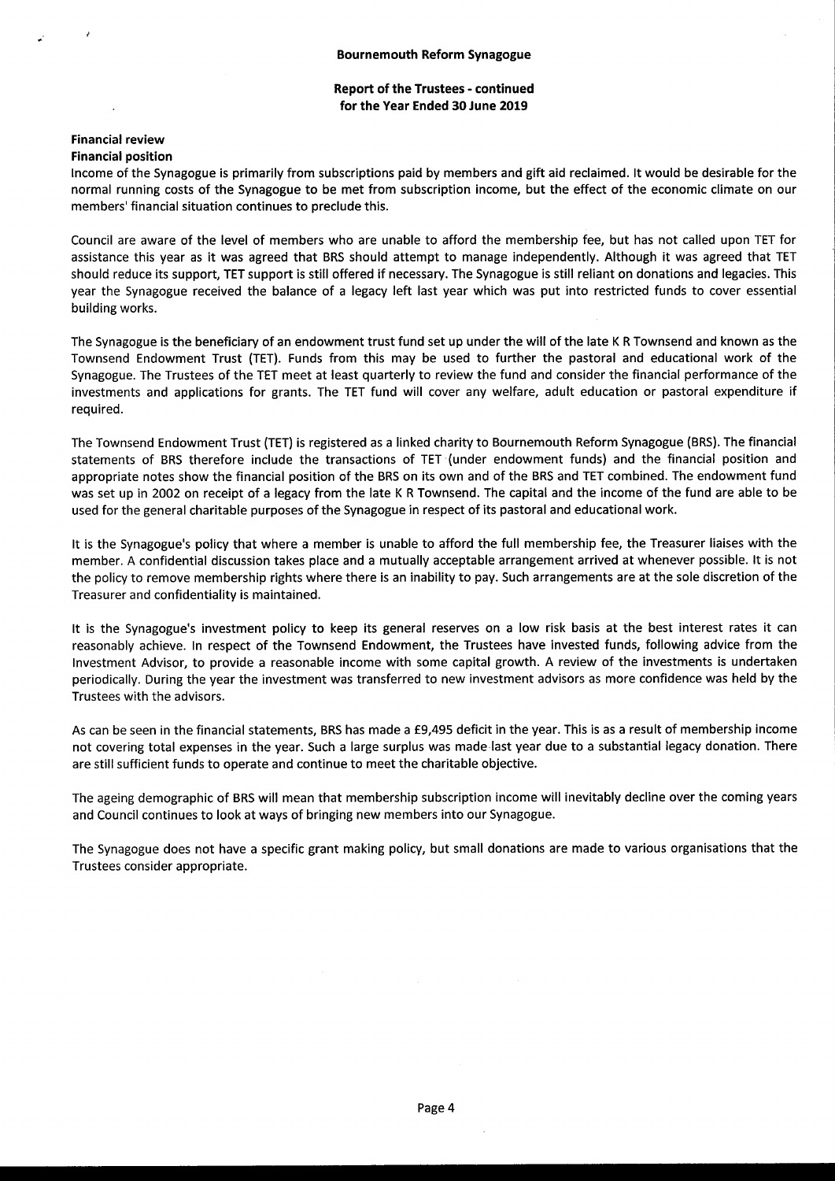**Bournemouth Reform Synagogue**

**Report of the Trustees - continued for the Year Ended 30 June 2019**

**Financial review**

**Financial position**

Income of the Synagogue is primarily from subscriptions paid by members and gift aid reclaimed. It would be desirable for the normal running costs of the Synagogue to be met from subscription income, but the effect of the economic climate on our members' financial situation continues to preclude this.

Council are aware of the level of members who are unable to afford the membership fee, but has not called upon TET for assistance this year as it was agreed that BRS should attempt to manage independently. Although it was agreed that TET should reduce its support, TET support is still offered if necessary. The Synagogue is still reliant on donations and legacies. This year the Synagogue received the balance of a legacy left last year which was put into restricted funds to cover essential building works.

The Synagogue is the beneficiary of an endowment trust fund set up under the will of the late K R Townsend and known as the Townsend Endowment Trust (TET). Funds from this may be used to further the pastoral and educational work of the Synagogue. The Trustees of the TET meet at least quarterly to review the fund and consider the financial performance of the investments and applications for grants. The TET fund will cover any welfare, adult education or pastoral expenditure if required.

The Townsend Endowment Trust (TET) is registered as a linked charity to Bournemouth Reform Synagogue (BRS). The financial statements of BRS therefore include the transactions of TET (under endowment funds) and the financial position and appropriate notes show the financial position of the BRS on its own and of the BRS and TET combined. The endowment fund was set up in 2002 on receipt of a legacy from the late K R Townsend. The capital and the income of the fund are able to be used for the general charitable purposes of the Synagogue in respect of its pastoral and educational work.

It is the Synagogue's policy that where a member is unable to afford the full membership fee, the Treasurer liaises with the member. A confidential discussion takes place and a mutually acceptable arrangement arrived at whenever possible. It is not the policy to remove membership rights where there is an inability to pay. Such arrangements are at the sole discretion of the Treasurer and confidentiality is maintained.

It is the Synagogue's investment policy to keep its general reserves on a low risk basis at the best interest rates it can reasonably achieve. In respect of the Townsend Endowment, the Trustees have invested funds, following advice from the Investment Advisor, to provide a reasonable income with some capital growth. A review of the investments is undertaken periodically. During the year the investment was transferred to new investment advisors as more confidence was held by the Trustees with the advisors.

As can be seen in the financial statements, BRS has made a £9,495 deficit in the year. This is as a result of membership income not covering total expenses in the year. Such a large surplus was made last year due to a substantial legacy donation. There are still sufficient funds to operate and continue to meet the charitable objective.

The ageing demographic of BRS will mean that membership subscription income will inevitably decline over the coming years and Council continues to look at ways of bringing new members into our Synagogue.

The Synagogue does not have a specific grant making policy, but small donations are made to various organisations that the Trustees consider appropriate.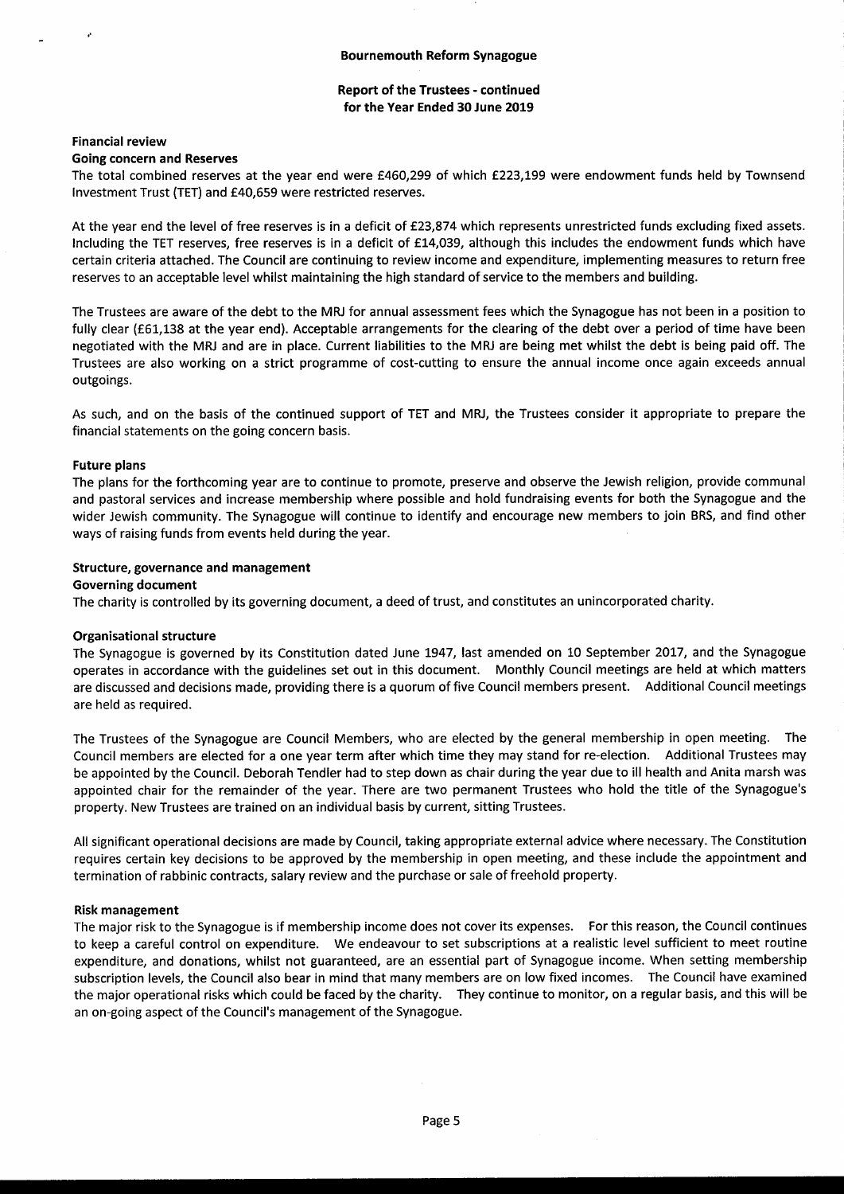**Bournemouth Reform Synagogue**

**Report of the Trustees - continued**
**for the Year Ended 30 June 2019**

**Financial review**

**Going concern and Reserves**

The total combined reserves at the year end were £460,299 of which £223,199 were endowment funds held by Townsend Investment Trust (TET) and £40,659 were restricted reserves.

At the year end the level of free reserves is in a deficit of £23,874 which represents unrestricted funds excluding fixed assets. Including the TET reserves, free reserves is in a deficit of £14,039, although this includes the endowment funds which have certain criteria attached. The Council are continuing to review income and expenditure, implementing measures to return free reserves to an acceptable level whilst maintaining the high standard of service to the members and building.

The Trustees are aware of the debt to the MRJ for annual assessment fees which the Synagogue has not been in a position to fully clear (£61,138 at the year end). Acceptable arrangements for the clearing of the debt over a period of time have been negotiated with the MRJ and are in place. Current liabilities to the MRJ are being met whilst the debt is being paid off. The Trustees are also working on a strict programme of cost-cutting to ensure the annual income once again exceeds annual outgoings.

As such, and on the basis of the continued support of TET and MRJ, the Trustees consider it appropriate to prepare the financial statements on the going concern basis.

**Future plans**

The plans for the forthcoming year are to continue to promote, preserve and observe the Jewish religion, provide communal and pastoral services and increase membership where possible and hold fundraising events for both the Synagogue and the wider Jewish community. The Synagogue will continue to identify and encourage new members to join BRS, and find other ways of raising funds from events held during the year.

**Structure, governance and management**

**Governing document**

The charity is controlled by its governing document, a deed of trust, and constitutes an unincorporated charity.

**Organisational structure**

The Synagogue is governed by its Constitution dated June 1947, last amended on 10 September 2017, and the Synagogue operates in accordance with the guidelines set out in this document. Monthly Council meetings are held at which matters are discussed and decisions made, providing there is a quorum of five Council members present. Additional Council meetings are held as required.

The Trustees of the Synagogue are Council Members, who are elected by the general membership in open meeting. The Council members are elected for a one year term after which time they may stand for re-election. Additional Trustees may be appointed by the Council. Deborah Tendler had to step down as chair during the year due to ill health and Anita marsh was appointed chair for the remainder of the year. There are two permanent Trustees who hold the title of the Synagogue's property. New Trustees are trained on an individual basis by current, sitting Trustees.

All significant operational decisions are made by Council, taking appropriate external advice where necessary. The Constitution requires certain key decisions to be approved by the membership in open meeting, and these include the appointment and termination of rabbinic contracts, salary review and the purchase or sale of freehold property.

**Risk management**

The major risk to the Synagogue is if membership income does not cover its expenses. For this reason, the Council continues to keep a careful control on expenditure. We endeavour to set subscriptions at a realistic level sufficient to meet routine expenditure, and donations, whilst not guaranteed, are an essential part of Synagogue income. When setting membership subscription levels, the Council also bear in mind that many members are on low fixed incomes. The Council have examined the major operational risks which could be faced by the charity. They continue to monitor, on a regular basis, and this will be an on-going aspect of the Council's management of the Synagogue.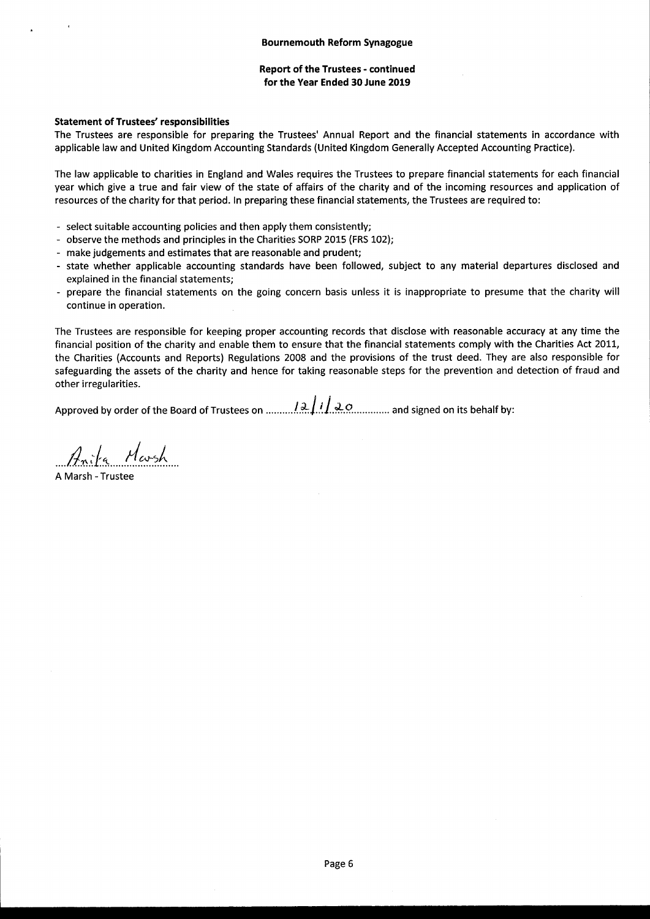**Statement of Trustees' responsibilities**

The Trustees are responsible for preparing the Trustees' Annual Report and the financial statements in accordance with applicable law and United Kingdom Accounting Standards (United Kingdom Generally Accepted Accounting Practice).

The law applicable to charities in England and Wales requires the Trustees to prepare financial statements for each financial year which give a true and fair view of the state of affairs of the charity and of the incoming resources and application of resources of the charity for that period. In preparing these financial statements, the Trustees are required to:

- select suitable accounting policies and then apply them consistently;
- observe the methods and principles in the Charities SORP 2015 (FRS 102);
- make judgements and estimates that are reasonable and prudent;
- state whether applicable accounting standards have been followed, subject to any material departures disclosed and explained in the financial statements;
- prepare the financial statements on the going concern basis unless it is inappropriate to presume that the charity will continue in operation.

The Trustees are responsible for keeping proper accounting records that disclose with reasonable accuracy at any time the financial position of the charity and enable them to ensure that the financial statements comply with the Charities Act 2011, the Charities (Accounts and Reports) Regulations 2008 and the provisions of the trust deed. They are also responsible for safeguarding the assets of the charity and hence for taking reasonable steps for the prevention and detection of fraud and other irregularities.

Approved by order of the Board of Trustees on 12/1/20 and signed on its behalf by:

Anita Marsh

A Marsh - Trustee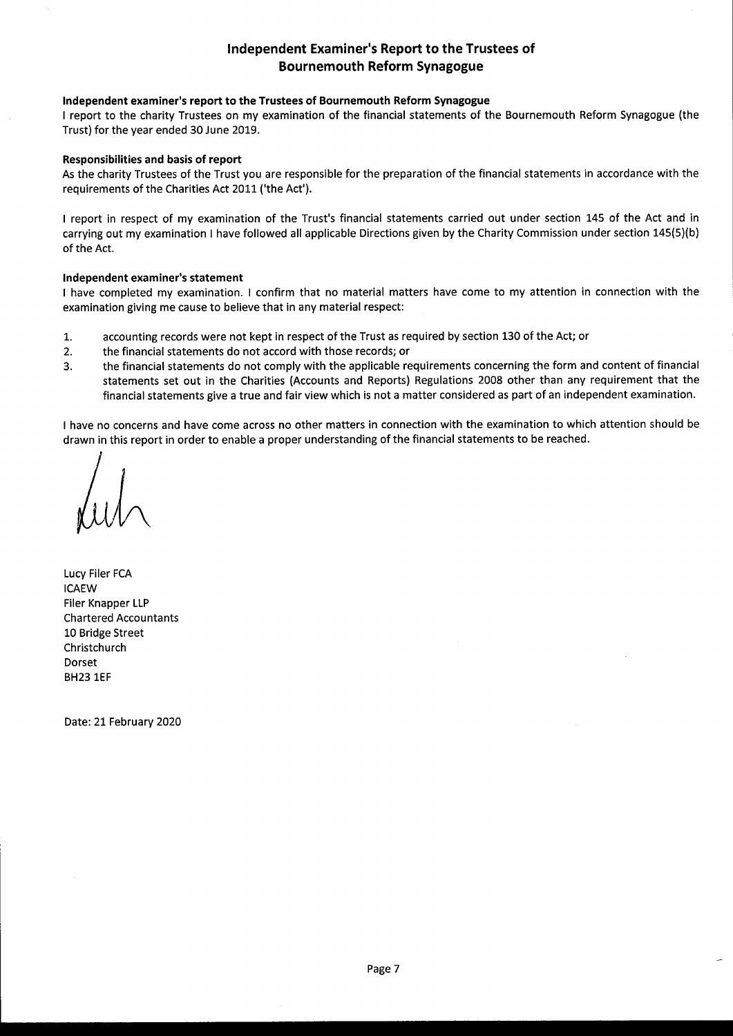# Independent Examiner's Report to the Trustees of Bournemouth Reform Synagogue

**Independent examiner's report to the Trustees of Bournemouth Reform Synagogue**

I report to the charity Trustees on my examination of the financial statements of the Bournemouth Reform Synagogue (the Trust) for the year ended 30 June 2019.

**Responsibilities and basis of report**

As the charity Trustees of the Trust you are responsible for the preparation of the financial statements in accordance with the requirements of the Charities Act 2011 ('the Act').

I report in respect of my examination of the Trust's financial statements carried out under section 145 of the Act and in carrying out my examination I have followed all applicable Directions given by the Charity Commission under section 145(5)(b) of the Act.

**Independent examiner's statement**

I have completed my examination. I confirm that no material matters have come to my attention in connection with the examination giving me cause to believe that in any material respect:

1. accounting records were not kept in respect of the Trust as required by section 130 of the Act; or
2. the financial statements do not accord with those records; or
3. the financial statements do not comply with the applicable requirements concerning the form and content of financial statements set out in the Charities (Accounts and Reports) Regulations 2008 other than any requirement that the financial statements give a true and fair view which is not a matter considered as part of an independent examination.

I have no concerns and have come across no other matters in connection with the examination to which attention should be drawn in this report in order to enable a proper understanding of the financial statements to be reached.

Lucy Filer FCA
ICAEW
Filer Knapper LLP
Chartered Accountants
10 Bridge Street
Christchurch
Dorset
BH23 1EF

Date: 21 February 2020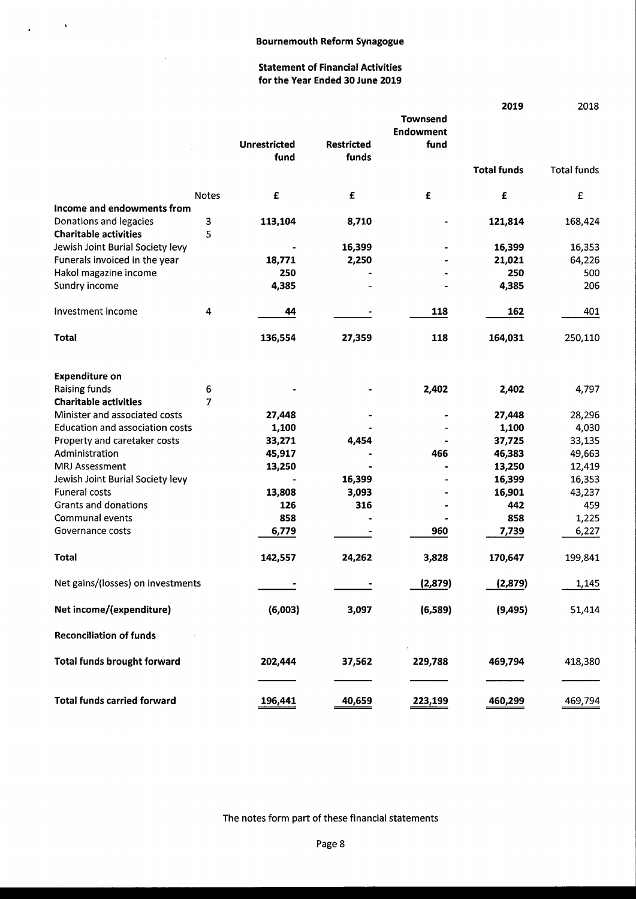# Bournemouth Reform Synagogue

## Statement of Financial Activities for the Year Ended 30 June 2019

| | Notes | Unrestricted fund | Restricted funds | Townsend Endowment fund | 2019 Total funds | 2018 Total funds |
|---|---|---|---|---|---|---|
| | | £ | £ | £ | £ | £ |
| **Income and endowments from** | | | | | | |
| Donations and legacies | 3 | 113,104 | 8,710 | - | 121,814 | 168,424 |
| **Charitable activities** | 5 | | | | | |
| Jewish Joint Burial Society levy | | - | 16,399 | - | 16,399 | 16,353 |
| Funerals invoiced in the year | | 18,771 | 2,250 | - | 21,021 | 64,226 |
| Hakol magazine income | | 250 | - | - | 250 | 500 |
| Sundry income | | 4,385 | - | - | 4,385 | 206 |
| Investment income | 4 | 44 | - | 118 | 162 | 401 |
| **Total** | | 136,554 | 27,359 | 118 | 164,031 | 250,110 |
| **Expenditure on** | | | | | | |
| Raising funds | 6 | - | - | 2,402 | 2,402 | 4,797 |
| **Charitable activities** | 7 | | | | | |
| Minister and associated costs | | 27,448 | - | - | 27,448 | 28,296 |
| Education and association costs | | 1,100 | - | - | 1,100 | 4,030 |
| Property and caretaker costs | | 33,271 | 4,454 | - | 37,725 | 33,135 |
| Administration | | 45,917 | - | 466 | 46,383 | 49,663 |
| MRJ Assessment | | 13,250 | - | - | 13,250 | 12,419 |
| Jewish Joint Burial Society levy | | - | 16,399 | - | 16,399 | 16,353 |
| Funeral costs | | 13,808 | 3,093 | - | 16,901 | 43,237 |
| Grants and donations | | 126 | 316 | - | 442 | 459 |
| Communal events | | 858 | - | - | 858 | 1,225 |
| Governance costs | | 6,779 | - | 960 | 7,739 | 6,227 |
| **Total** | | 142,557 | 24,262 | 3,828 | 170,647 | 199,841 |
| Net gains/(losses) on investments | | - | - | (2,879) | (2,879) | 1,145 |
| **Net income/(expenditure)** | | (6,003) | 3,097 | (6,589) | (9,495) | 51,414 |
| **Reconciliation of funds** | | | | | | |
| **Total funds brought forward** | | 202,444 | 37,562 | 229,788 | 469,794 | 418,380 |
| **Total funds carried forward** | | 196,441 | 40,659 | 223,199 | 460,299 | 469,794 |

The notes form part of these financial statements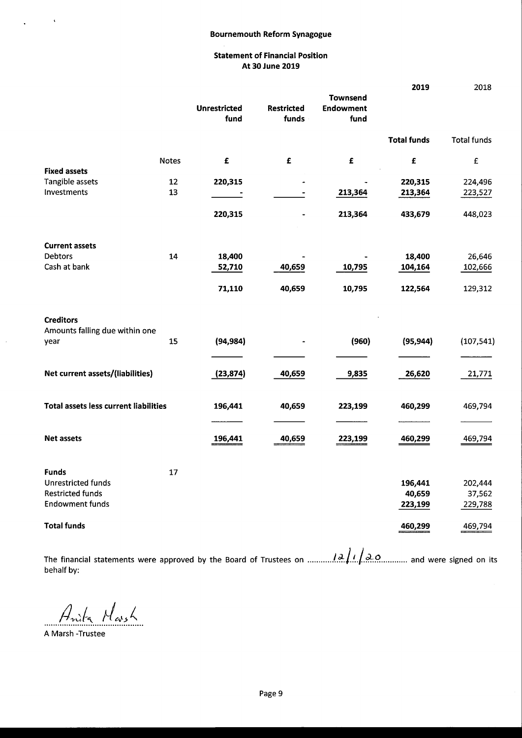# Bournemouth Reform Synagogue

## Statement of Financial Position
### At 30 June 2019

| | Notes | Unrestricted fund | Restricted funds | Townsend Endowment fund | 2019 Total funds | 2018 Total funds |
|---|---|---|---|---|---|---|
| | | £ | £ | £ | £ | £ |
| **Fixed assets** | | | | | | |
| Tangible assets | 12 | 220,315 | - | - | 220,315 | 224,496 |
| Investments | 13 | - | - | 213,364 | 213,364 | 223,527 |
| | | 220,315 | - | 213,364 | 433,679 | 448,023 |
| **Current assets** | | | | | | |
| Debtors | 14 | 18,400 | - | - | 18,400 | 26,646 |
| Cash at bank | | 52,710 | 40,659 | 10,795 | 104,164 | 102,666 |
| | | 71,110 | 40,659 | 10,795 | 122,564 | 129,312 |
| **Creditors** | | | | | | |
| Amounts falling due within one year | 15 | (94,984) | - | (960) | (95,944) | (107,541) |
| **Net current assets/(liabilities)** | | (23,874) | 40,659 | 9,835 | 26,620 | 21,771 |
| **Total assets less current liabilities** | | 196,441 | 40,659 | 223,199 | 460,299 | 469,794 |
| **Net assets** | | 196,441 | 40,659 | 223,199 | 460,299 | 469,794 |
| **Funds** | 17 | | | | | |
| Unrestricted funds | | | | | 196,441 | 202,444 |
| Restricted funds | | | | | 40,659 | 37,562 |
| Endowment funds | | | | | 223,199 | 229,788 |
| **Total funds** | | | | | 460,299 | 469,794 |

The financial statements were approved by the Board of Trustees on 12/1/20 and were signed on its behalf by:

Anita Marsh

A Marsh -Trustee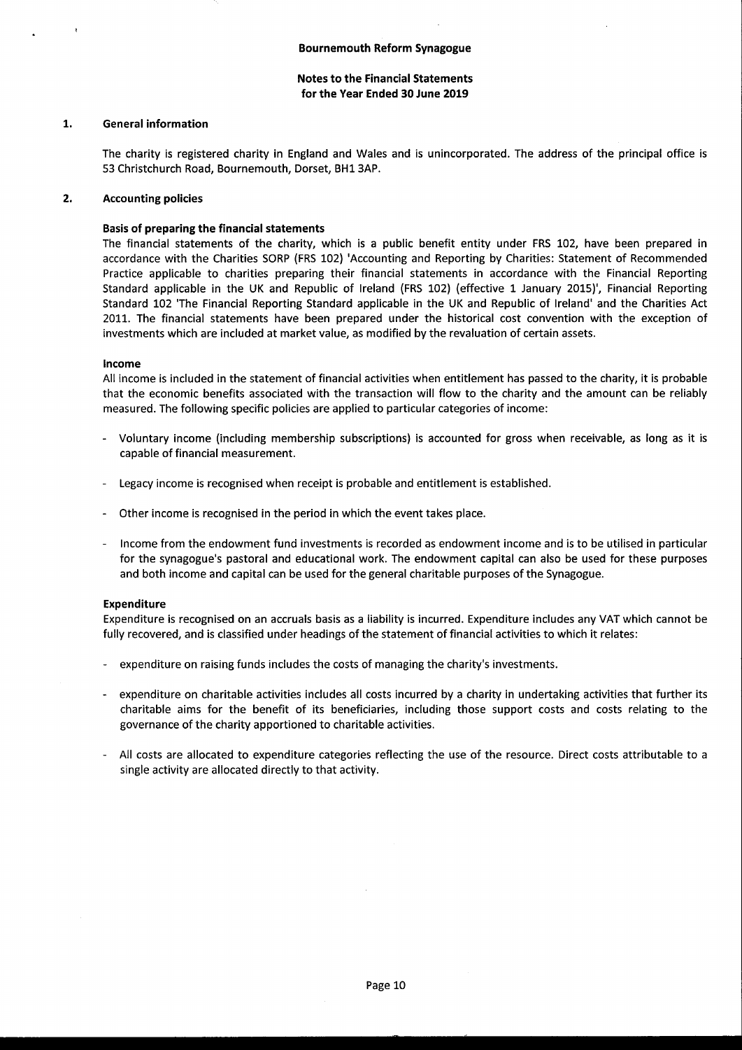# Bournemouth Reform Synagogue

## Notes to the Financial Statements for the Year Ended 30 June 2019

### 1. General information

The charity is registered charity in England and Wales and is unincorporated. The address of the principal office is 53 Christchurch Road, Bournemouth, Dorset, BH1 3AP.

### 2. Accounting policies

**Basis of preparing the financial statements**

The financial statements of the charity, which is a public benefit entity under FRS 102, have been prepared in accordance with the Charities SORP (FRS 102) 'Accounting and Reporting by Charities: Statement of Recommended Practice applicable to charities preparing their financial statements in accordance with the Financial Reporting Standard applicable in the UK and Republic of Ireland (FRS 102) (effective 1 January 2015)', Financial Reporting Standard 102 'The Financial Reporting Standard applicable in the UK and Republic of Ireland' and the Charities Act 2011. The financial statements have been prepared under the historical cost convention with the exception of investments which are included at market value, as modified by the revaluation of certain assets.

**Income**

All income is included in the statement of financial activities when entitlement has passed to the charity, it is probable that the economic benefits associated with the transaction will flow to the charity and the amount can be reliably measured. The following specific policies are applied to particular categories of income:

- Voluntary income (including membership subscriptions) is accounted for gross when receivable, as long as it is capable of financial measurement.
- Legacy income is recognised when receipt is probable and entitlement is established.
- Other income is recognised in the period in which the event takes place.
- Income from the endowment fund investments is recorded as endowment income and is to be utilised in particular for the synagogue's pastoral and educational work. The endowment capital can also be used for these purposes and both income and capital can be used for the general charitable purposes of the Synagogue.

**Expenditure**

Expenditure is recognised on an accruals basis as a liability is incurred. Expenditure includes any VAT which cannot be fully recovered, and is classified under headings of the statement of financial activities to which it relates:

- expenditure on raising funds includes the costs of managing the charity's investments.
- expenditure on charitable activities includes all costs incurred by a charity in undertaking activities that further its charitable aims for the benefit of its beneficiaries, including those support costs and costs relating to the governance of the charity apportioned to charitable activities.
- All costs are allocated to expenditure categories reflecting the use of the resource. Direct costs attributable to a single activity are allocated directly to that activity.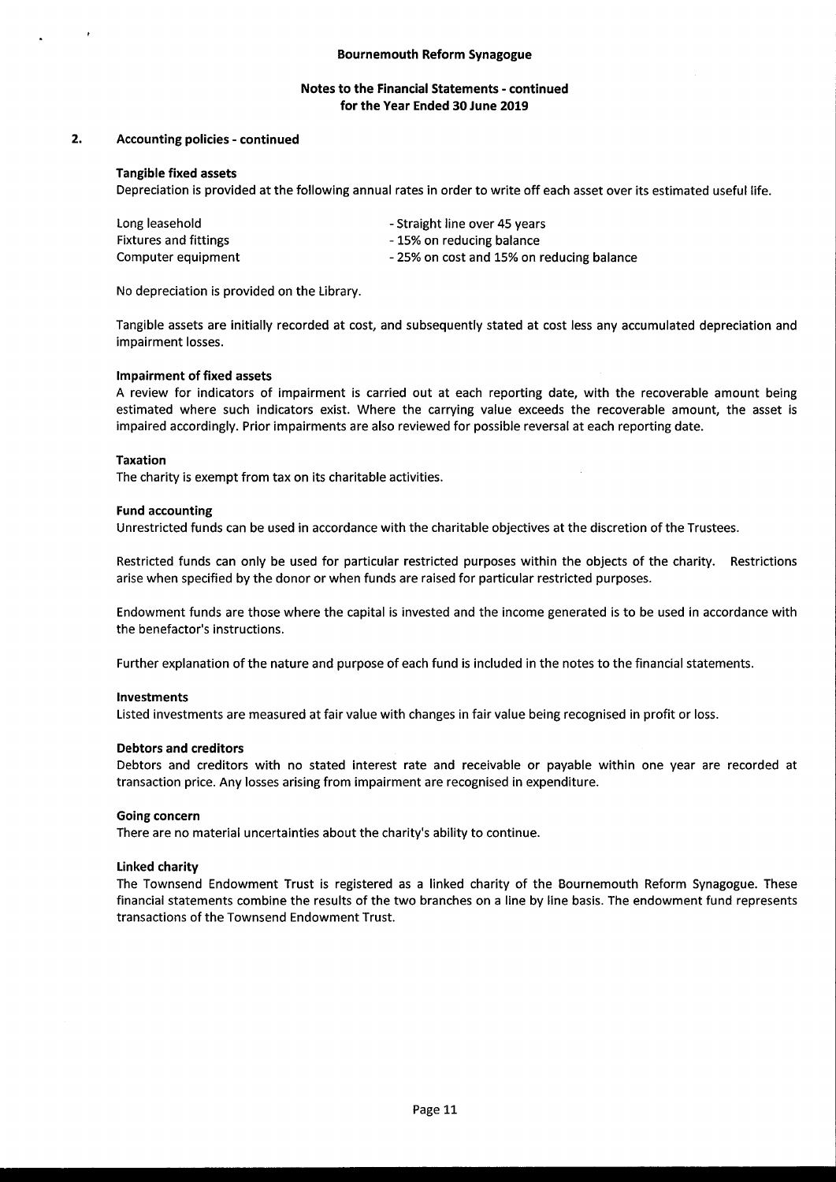**Bournemouth Reform Synagogue**

**Notes to the Financial Statements - continued**
**for the Year Ended 30 June 2019**

**2. Accounting policies - continued**

**Tangible fixed assets**

Depreciation is provided at the following annual rates in order to write off each asset over its estimated useful life.

| | |
|---|---|
| Long leasehold | - Straight line over 45 years |
| Fixtures and fittings | - 15% on reducing balance |
| Computer equipment | - 25% on cost and 15% on reducing balance |

No depreciation is provided on the Library.

Tangible assets are initially recorded at cost, and subsequently stated at cost less any accumulated depreciation and impairment losses.

**Impairment of fixed assets**

A review for indicators of impairment is carried out at each reporting date, with the recoverable amount being estimated where such indicators exist. Where the carrying value exceeds the recoverable amount, the asset is impaired accordingly. Prior impairments are also reviewed for possible reversal at each reporting date.

**Taxation**

The charity is exempt from tax on its charitable activities.

**Fund accounting**

Unrestricted funds can be used in accordance with the charitable objectives at the discretion of the Trustees.

Restricted funds can only be used for particular restricted purposes within the objects of the charity. Restrictions arise when specified by the donor or when funds are raised for particular restricted purposes.

Endowment funds are those where the capital is invested and the income generated is to be used in accordance with the benefactor's instructions.

Further explanation of the nature and purpose of each fund is included in the notes to the financial statements.

**Investments**

Listed investments are measured at fair value with changes in fair value being recognised in profit or loss.

**Debtors and creditors**

Debtors and creditors with no stated interest rate and receivable or payable within one year are recorded at transaction price. Any losses arising from impairment are recognised in expenditure.

**Going concern**

There are no material uncertainties about the charity's ability to continue.

**Linked charity**

The Townsend Endowment Trust is registered as a linked charity of the Bournemouth Reform Synagogue. These financial statements combine the results of the two branches on a line by line basis. The endowment fund represents transactions of the Townsend Endowment Trust.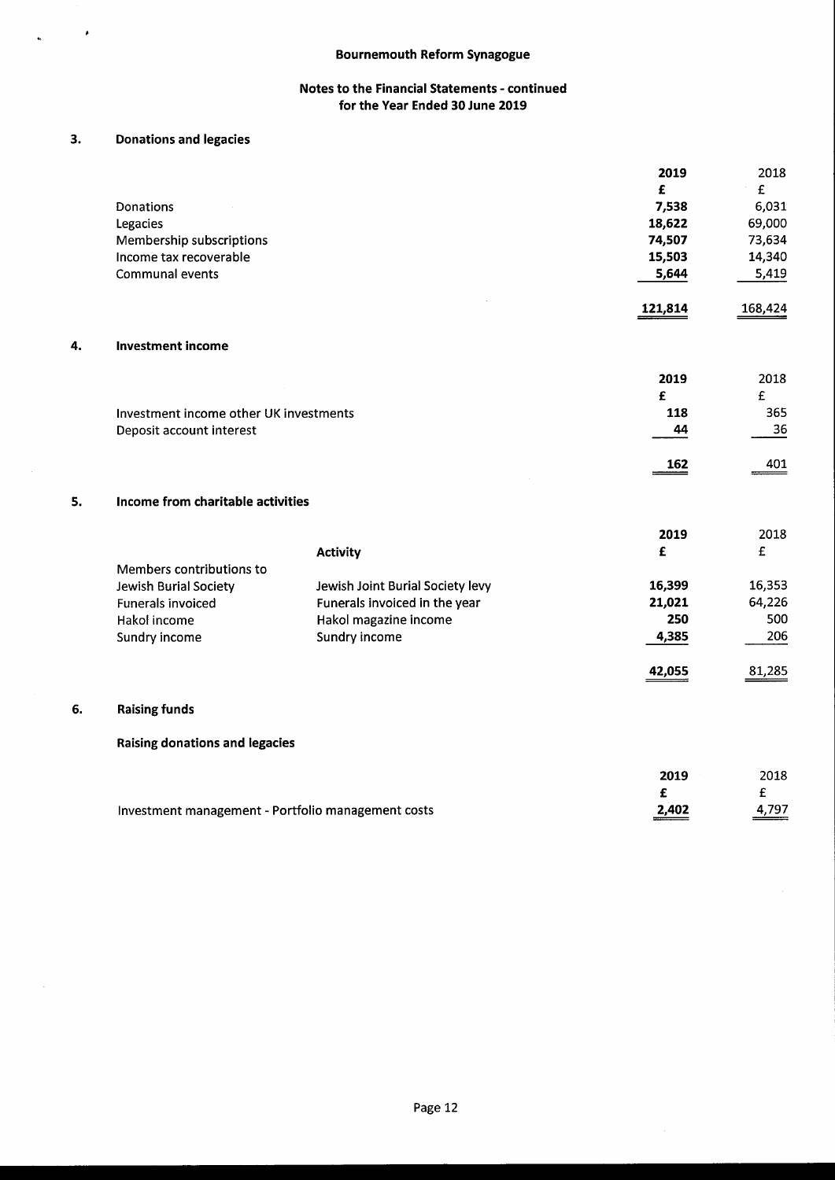# Bournemouth Reform Synagogue

## Notes to the Financial Statements - continued for the Year Ended 30 June 2019

### 3. Donations and legacies

| | **2019** | 2018 |
|---|---|---|
| | **£** | £ |
| Donations | **7,538** | 6,031 |
| Legacies | **18,622** | 69,000 |
| Membership subscriptions | **74,507** | 73,634 |
| Income tax recoverable | **15,503** | 14,340 |
| Communal events | **5,644** | 5,419 |
| | **121,814** | 168,424 |

### 4. Investment income

| | **2019** | 2018 |
|---|---|---|
| | **£** | £ |
| Investment income other UK investments | **118** | 365 |
| Deposit account interest | **44** | 36 |
| | **162** | 401 |

### 5. Income from charitable activities

| | **Activity** | **2019** | 2018 |
|---|---|---|---|
| | | **£** | £ |
| Members contributions to Jewish Burial Society | Jewish Joint Burial Society levy | **16,399** | 16,353 |
| Funerals invoiced | Funerals invoiced in the year | **21,021** | 64,226 |
| Hakol income | Hakol magazine income | **250** | 500 |
| Sundry income | Sundry income | **4,385** | 206 |
| | | **42,055** | 81,285 |

### 6. Raising funds

**Raising donations and legacies**

| | **2019** | 2018 |
|---|---|---|
| | **£** | £ |
| Investment management - Portfolio management costs | **2,402** | 4,797 |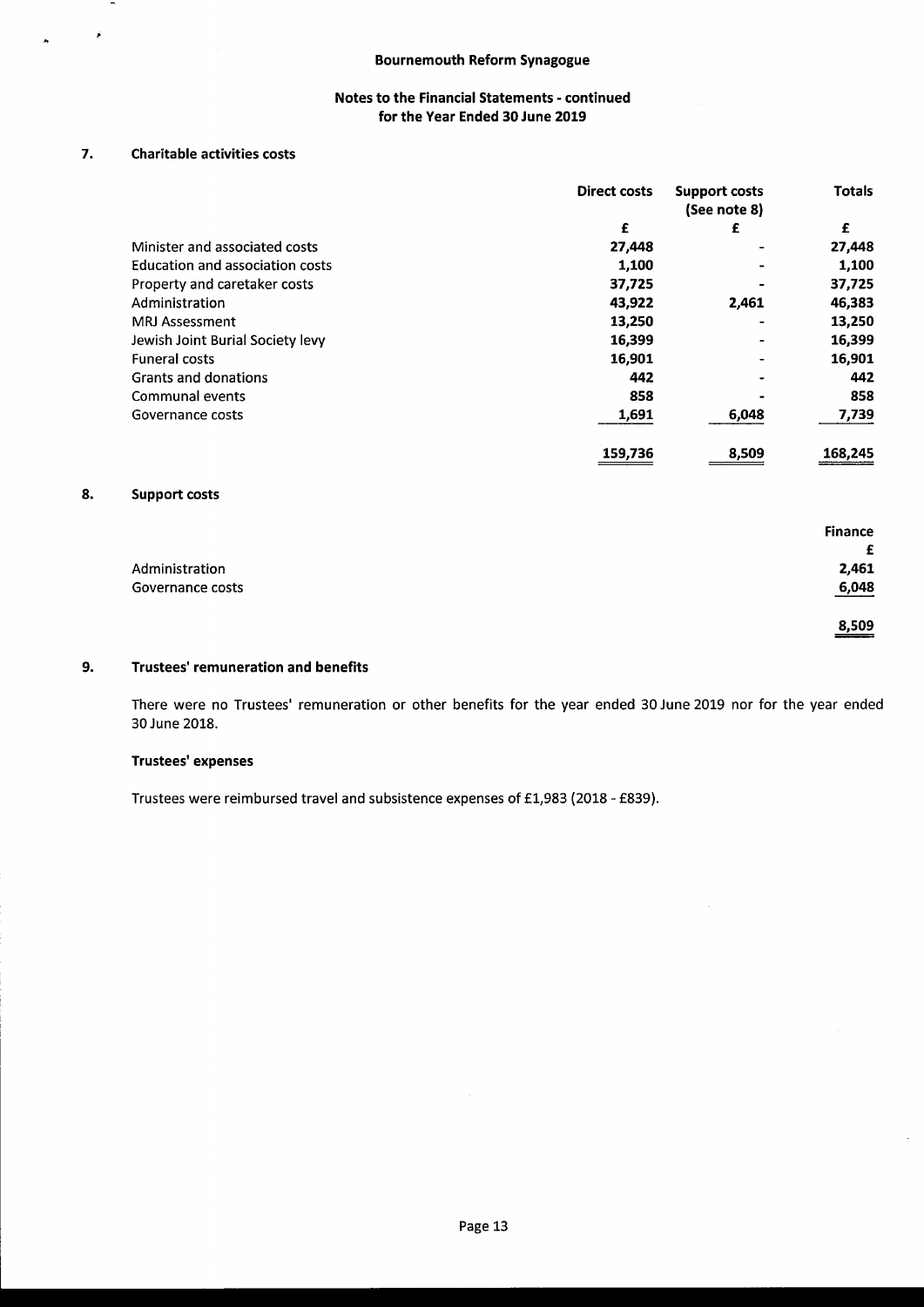## Bournemouth Reform Synagogue

### Notes to the Financial Statements - continued for the Year Ended 30 June 2019

### 7. Charitable activities costs

| | Direct costs | Support costs (See note 8) | Totals |
|---|---|---|---|
| | £ | £ | £ |
| Minister and associated costs | 27,448 | - | 27,448 |
| Education and association costs | 1,100 | - | 1,100 |
| Property and caretaker costs | 37,725 | - | 37,725 |
| Administration | 43,922 | 2,461 | 46,383 |
| MRJ Assessment | 13,250 | - | 13,250 |
| Jewish Joint Burial Society levy | 16,399 | - | 16,399 |
| Funeral costs | 16,901 | - | 16,901 |
| Grants and donations | 442 | - | 442 |
| Communal events | 858 | - | 858 |
| Governance costs | 1,691 | 6,048 | 7,739 |
| | 159,736 | 8,509 | 168,245 |

### 8. Support costs

| | Finance |
|---|---|
| | £ |
| Administration | 2,461 |
| Governance costs | 6,048 |
| | 8,509 |

### 9. Trustees' remuneration and benefits

There were no Trustees' remuneration or other benefits for the year ended 30 June 2019 nor for the year ended 30 June 2018.

**Trustees' expenses**

Trustees were reimbursed travel and subsistence expenses of £1,983 (2018 - £839).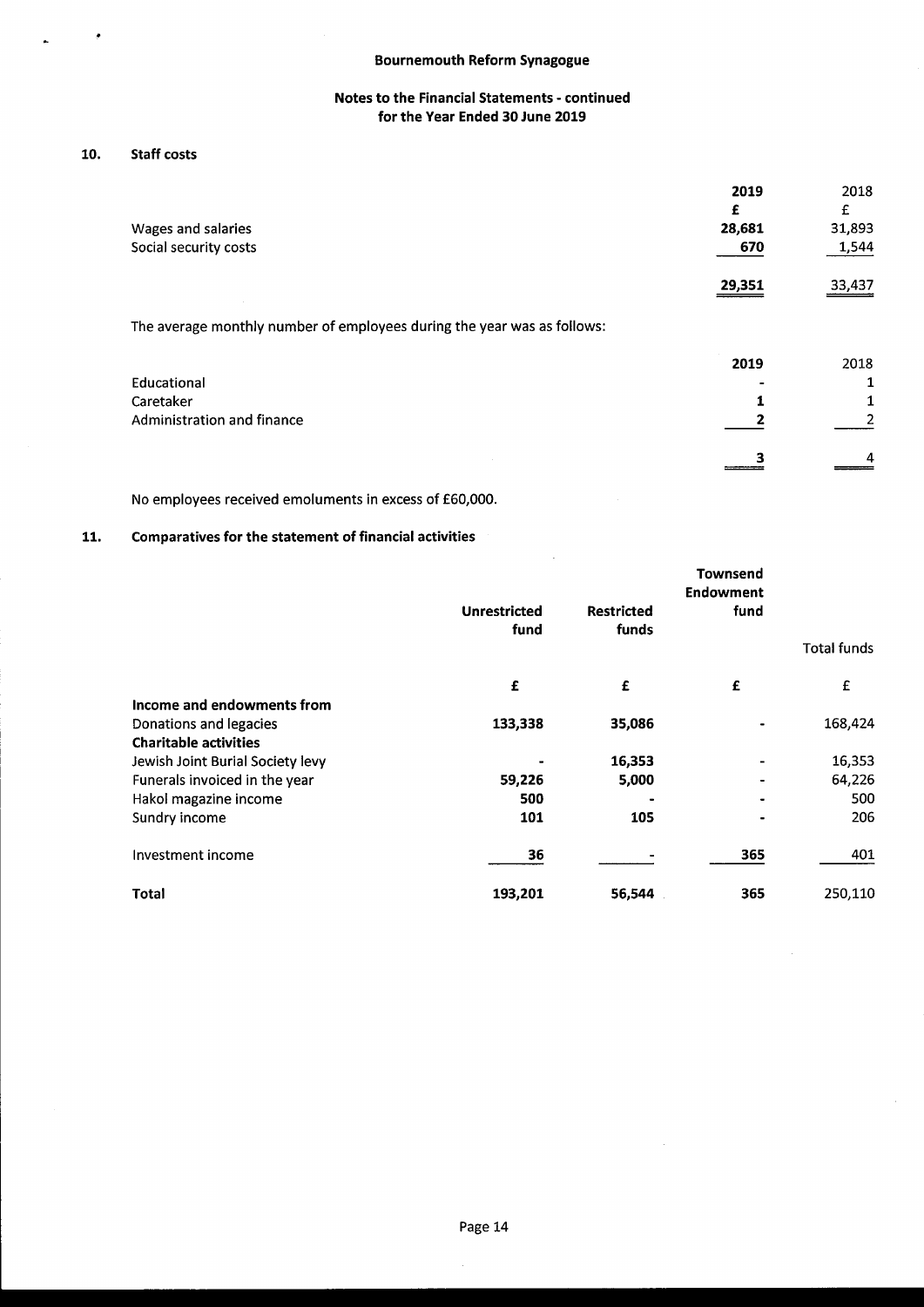Bournemouth Reform Synagogue

**Notes to the Financial Statements - continued**
**for the Year Ended 30 June 2019**

## 10. Staff costs

| | 2019 | 2018 |
|---|---|---|
| | £ | £ |
| Wages and salaries | 28,681 | 31,893 |
| Social security costs | 670 | 1,544 |
| | 29,351 | 33,437 |

The average monthly number of employees during the year was as follows:

| | 2019 | 2018 |
|---|---|---|
| Educational | - | 1 |
| Caretaker | 1 | 1 |
| Administration and finance | 2 | 2 |
| | 3 | 4 |

No employees received emoluments in excess of £60,000.

## 11. Comparatives for the statement of financial activities

| | Unrestricted fund | Restricted funds | Townsend Endowment fund | Total funds |
|---|---|---|---|---|
| | £ | £ | £ | £ |
| **Income and endowments from** | | | | |
| Donations and legacies | 133,338 | 35,086 | - | 168,424 |
| **Charitable activities** | | | | |
| Jewish Joint Burial Society levy | - | 16,353 | - | 16,353 |
| Funerals invoiced in the year | 59,226 | 5,000 | - | 64,226 |
| Hakol magazine income | 500 | - | - | 500 |
| Sundry income | 101 | 105 | - | 206 |
| Investment income | 36 | - | 365 | 401 |
| **Total** | 193,201 | 56,544 | 365 | 250,110 |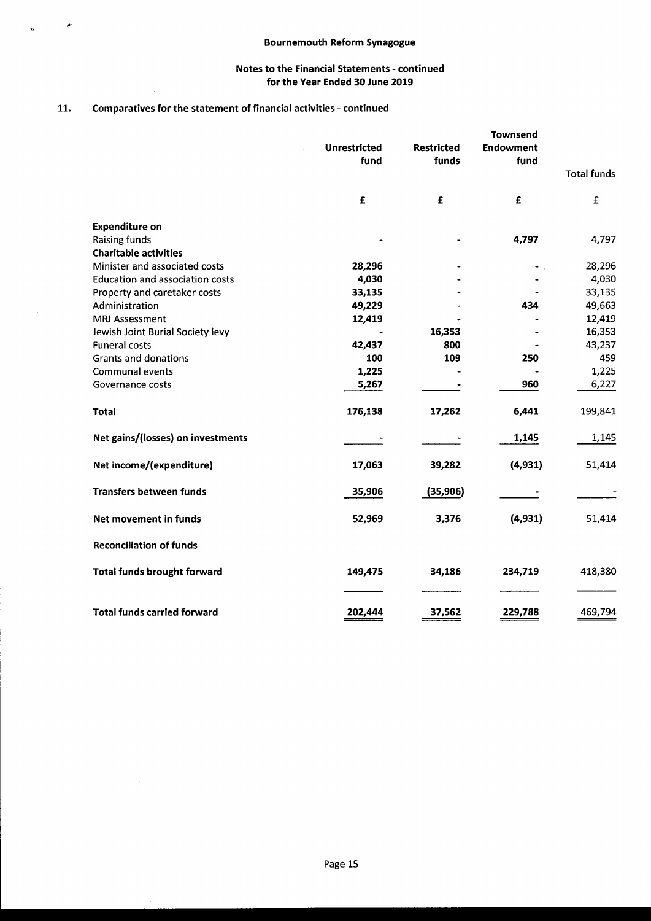## Bournemouth Reform Synagogue

### Notes to the Financial Statements - continued
### for the Year Ended 30 June 2019

### 11. Comparatives for the statement of financial activities - continued

| | Unrestricted fund | Restricted funds | Townsend Endowment fund | Total funds |
|---|---|---|---|---|
| | £ | £ | £ | £ |
| **Expenditure on** | | | | |
| Raising funds | - | - | **4,797** | 4,797 |
| **Charitable activities** | | | | |
| Minister and associated costs | **28,296** | - | - | 28,296 |
| Education and association costs | **4,030** | - | - | 4,030 |
| Property and caretaker costs | **33,135** | - | - | 33,135 |
| Administration | **49,229** | - | **434** | 49,663 |
| MRJ Assessment | **12,419** | - | - | 12,419 |
| Jewish Joint Burial Society levy | - | **16,353** | - | 16,353 |
| Funeral costs | **42,437** | **800** | - | 43,237 |
| Grants and donations | **100** | **109** | **250** | 459 |
| Communal events | **1,225** | - | - | 1,225 |
| Governance costs | **5,267** | - | **960** | 6,227 |
| **Total** | **176,138** | **17,262** | **6,441** | 199,841 |
| **Net gains/(losses) on investments** | - | - | **1,145** | 1,145 |
| **Net income/(expenditure)** | **17,063** | **39,282** | **(4,931)** | 51,414 |
| **Transfers between funds** | **35,906** | **(35,906)** | - | - |
| **Net movement in funds** | **52,969** | **3,376** | **(4,931)** | 51,414 |
| **Reconciliation of funds** | | | | |
| **Total funds brought forward** | **149,475** | **34,186** | **234,719** | 418,380 |
| **Total funds carried forward** | **202,444** | **37,562** | **229,788** | 469,794 |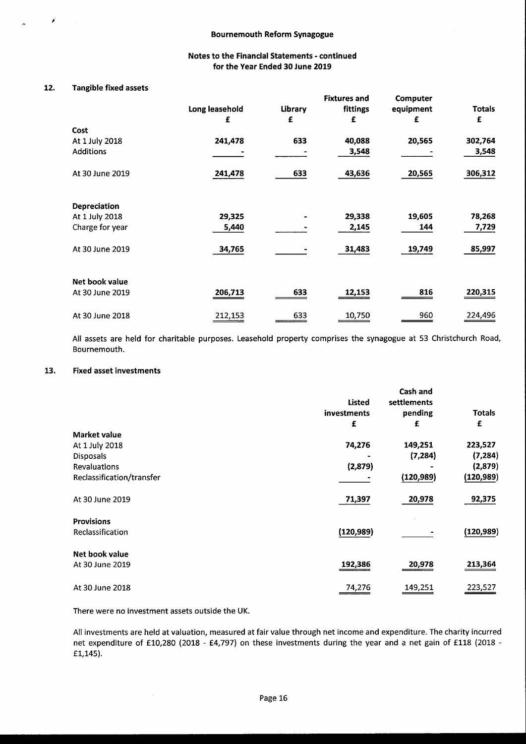**Bournemouth Reform Synagogue**

**Notes to the Financial Statements - continued for the Year Ended 30 June 2019**

## 12. Tangible fixed assets

| | Long leasehold | Library | Fixtures and fittings | Computer equipment | Totals |
|---|---|---|---|---|---|
| | £ | £ | £ | £ | £ |
| **Cost** | | | | | |
| At 1 July 2018 | 241,478 | 633 | 40,088 | 20,565 | 302,764 |
| Additions | - | - | 3,548 | - | 3,548 |
| At 30 June 2019 | 241,478 | 633 | 43,636 | 20,565 | 306,312 |
| **Depreciation** | | | | | |
| At 1 July 2018 | 29,325 | - | 29,338 | 19,605 | 78,268 |
| Charge for year | 5,440 | - | 2,145 | 144 | 7,729 |
| At 30 June 2019 | 34,765 | - | 31,483 | 19,749 | 85,997 |
| **Net book value** | | | | | |
| At 30 June 2019 | 206,713 | 633 | 12,153 | 816 | 220,315 |
| At 30 June 2018 | 212,153 | 633 | 10,750 | 960 | 224,496 |

All assets are held for charitable purposes. Leasehold property comprises the synagogue at 53 Christchurch Road, Bournemouth.

## 13. Fixed asset investments

| | Listed investments | Cash and settlements pending | Totals |
|---|---|---|---|
| | £ | £ | £ |
| **Market value** | | | |
| At 1 July 2018 | 74,276 | 149,251 | 223,527 |
| Disposals | - | (7,284) | (7,284) |
| Revaluations | (2,879) | - | (2,879) |
| Reclassification/transfer | - | (120,989) | (120,989) |
| At 30 June 2019 | 71,397 | 20,978 | 92,375 |
| **Provisions** | | | |
| Reclassification | (120,989) | - | (120,989) |
| **Net book value** | | | |
| At 30 June 2019 | 192,386 | 20,978 | 213,364 |
| At 30 June 2018 | 74,276 | 149,251 | 223,527 |

There were no investment assets outside the UK.

All investments are held at valuation, measured at fair value through net income and expenditure. The charity incurred net expenditure of £10,280 (2018 - £4,797) on these investments during the year and a net gain of £118 (2018 - £1,145).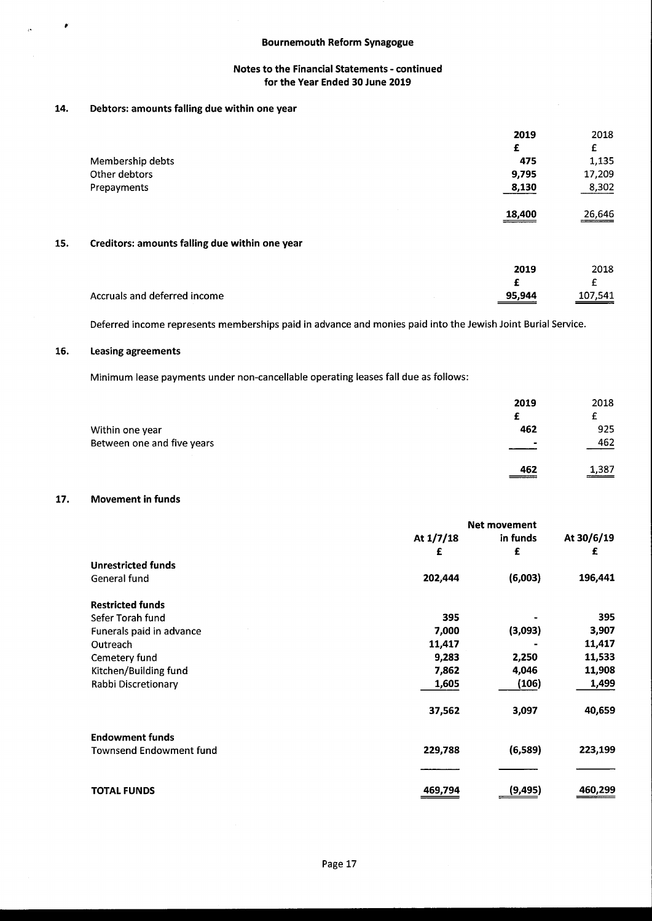# Bournemouth Reform Synagogue

## Notes to the Financial Statements - continued
## for the Year Ended 30 June 2019

### 14. Debtors: amounts falling due within one year

| | 2019 | 2018 |
|---|---|---|
| | £ | £ |
| Membership debts | 475 | 1,135 |
| Other debtors | 9,795 | 17,209 |
| Prepayments | 8,130 | 8,302 |
| | 18,400 | 26,646 |

### 15. Creditors: amounts falling due within one year

| | 2019 | 2018 |
|---|---|---|
| | £ | £ |
| Accruals and deferred income | 95,944 | 107,541 |

Deferred income represents memberships paid in advance and monies paid into the Jewish Joint Burial Service.

### 16. Leasing agreements

Minimum lease payments under non-cancellable operating leases fall due as follows:

| | 2019 | 2018 |
|---|---|---|
| | £ | £ |
| Within one year | 462 | 925 |
| Between one and five years | - | 462 |
| | 462 | 1,387 |

### 17. Movement in funds

| | At 1/7/18 | Net movement in funds | At 30/6/19 |
|---|---|---|---|
| | £ | £ | £ |
| **Unrestricted funds** | | | |
| General fund | 202,444 | (6,003) | 196,441 |
| **Restricted funds** | | | |
| Sefer Torah fund | 395 | - | 395 |
| Funerals paid in advance | 7,000 | (3,093) | 3,907 |
| Outreach | 11,417 | - | 11,417 |
| Cemetery fund | 9,283 | 2,250 | 11,533 |
| Kitchen/Building fund | 7,862 | 4,046 | 11,908 |
| Rabbi Discretionary | 1,605 | (106) | 1,499 |
| | 37,562 | 3,097 | 40,659 |
| **Endowment funds** | | | |
| Townsend Endowment fund | 229,788 | (6,589) | 223,199 |
| **TOTAL FUNDS** | 469,794 | (9,495) | 460,299 |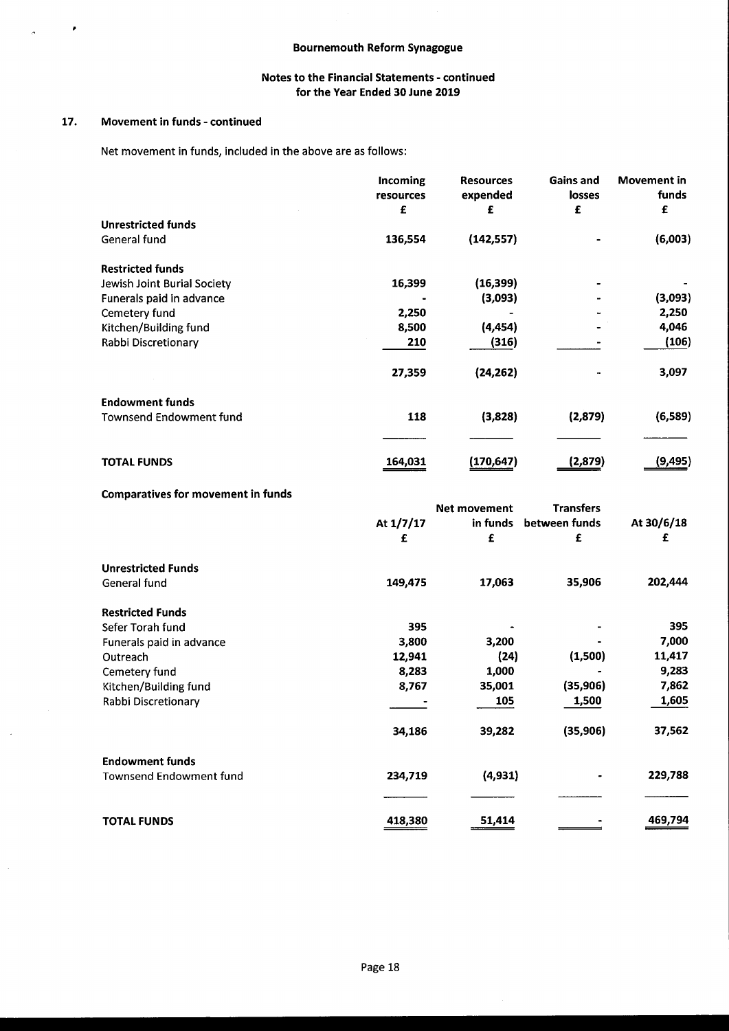## 17. Movement in funds - continued

Net movement in funds, included in the above are as follows:

| | Incoming resources | Resources expended | Gains and losses | Movement in funds |
|---|---|---|---|---|
| | £ | £ | £ | £ |
| **Unrestricted funds** | | | | |
| General fund | 136,554 | (142,557) | - | (6,003) |
| | | | | |
| **Restricted funds** | | | | |
| Jewish Joint Burial Society | 16,399 | (16,399) | - | - |
| Funerals paid in advance | - | (3,093) | - | (3,093) |
| Cemetery fund | 2,250 | - | - | 2,250 |
| Kitchen/Building fund | 8,500 | (4,454) | - | 4,046 |
| Rabbi Discretionary | 210 | (316) | - | (106) |
| | 27,359 | (24,262) | - | 3,097 |
| | | | | |
| **Endowment funds** | | | | |
| Townsend Endowment fund | 118 | (3,828) | (2,879) | (6,589) |
| | | | | |
| **TOTAL FUNDS** | 164,031 | (170,647) | (2,879) | (9,495) |

**Comparatives for movement in funds**

| | At 1/7/17 | Net movement in funds | Transfers between funds | At 30/6/18 |
|---|---|---|---|---|
| | £ | £ | £ | £ |
| **Unrestricted Funds** | | | | |
| General fund | 149,475 | 17,063 | 35,906 | 202,444 |
| | | | | |
| **Restricted Funds** | | | | |
| Sefer Torah fund | 395 | - | - | 395 |
| Funerals paid in advance | 3,800 | 3,200 | - | 7,000 |
| Outreach | 12,941 | (24) | (1,500) | 11,417 |
| Cemetery fund | 8,283 | 1,000 | - | 9,283 |
| Kitchen/Building fund | 8,767 | 35,001 | (35,906) | 7,862 |
| Rabbi Discretionary | - | 105 | 1,500 | 1,605 |
| | 34,186 | 39,282 | (35,906) | 37,562 |
| | | | | |
| **Endowment funds** | | | | |
| Townsend Endowment fund | 234,719 | (4,931) | - | 229,788 |
| | | | | |
| **TOTAL FUNDS** | 418,380 | 51,414 | - | 469,794 |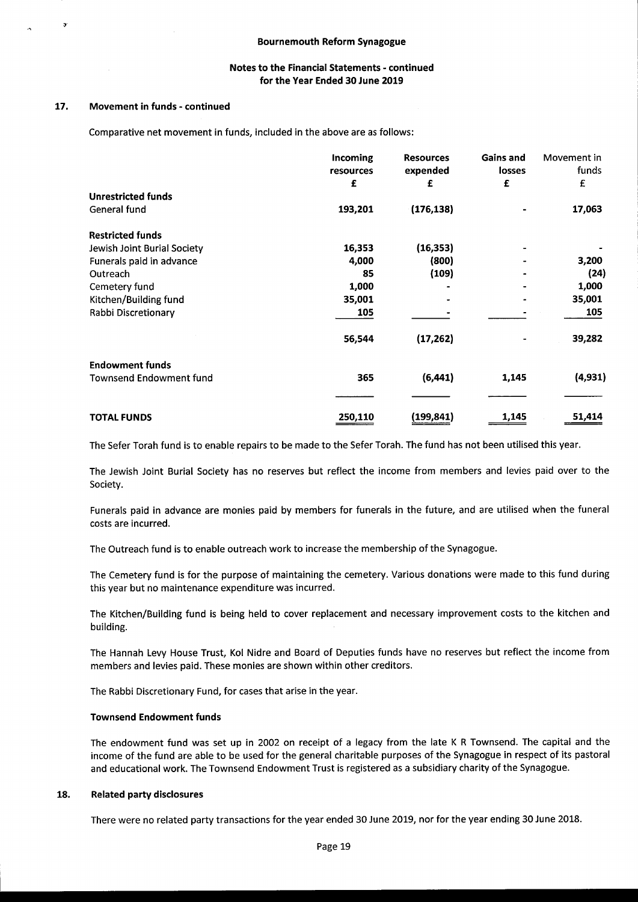### 17. Movement in funds - continued

Comparative net movement in funds, included in the above are as follows:

| | Incoming resources £ | Resources expended £ | Gains and losses £ | Movement in funds £ |
|---|---|---|---|---|
| **Unrestricted funds** | | | | |
| General fund | 193,201 | (176,138) | - | 17,063 |
| **Restricted funds** | | | | |
| Jewish Joint Burial Society | 16,353 | (16,353) | - | - |
| Funerals paid in advance | 4,000 | (800) | - | 3,200 |
| Outreach | 85 | (109) | - | (24) |
| Cemetery fund | 1,000 | - | - | 1,000 |
| Kitchen/Building fund | 35,001 | - | - | 35,001 |
| Rabbi Discretionary | 105 | - | - | 105 |
| | 56,544 | (17,262) | - | 39,282 |
| **Endowment funds** | | | | |
| Townsend Endowment fund | 365 | (6,441) | 1,145 | (4,931) |
| **TOTAL FUNDS** | 250,110 | (199,841) | 1,145 | 51,414 |

The Sefer Torah fund is to enable repairs to be made to the Sefer Torah. The fund has not been utilised this year.

The Jewish Joint Burial Society has no reserves but reflect the income from members and levies paid over to the Society.

Funerals paid in advance are monies paid by members for funerals in the future, and are utilised when the funeral costs are incurred.

The Outreach fund is to enable outreach work to increase the membership of the Synagogue.

The Cemetery fund is for the purpose of maintaining the cemetery. Various donations were made to this fund during this year but no maintenance expenditure was incurred.

The Kitchen/Building fund is being held to cover replacement and necessary improvement costs to the kitchen and building.

The Hannah Levy House Trust, Kol Nidre and Board of Deputies funds have no reserves but reflect the income from members and levies paid. These monies are shown within other creditors.

The Rabbi Discretionary Fund, for cases that arise in the year.

#### Townsend Endowment funds

The endowment fund was set up in 2002 on receipt of a legacy from the late K R Townsend. The capital and the income of the fund are able to be used for the general charitable purposes of the Synagogue in respect of its pastoral and educational work. The Townsend Endowment Trust is registered as a subsidiary charity of the Synagogue.

### 18. Related party disclosures

There were no related party transactions for the year ended 30 June 2019, nor for the year ending 30 June 2018.